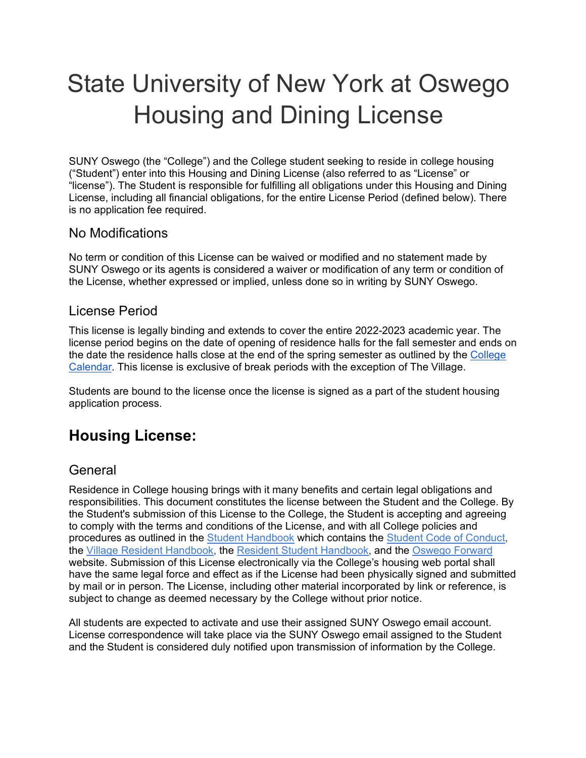# State University of New York at Oswego Housing and Dining License

SUNY Oswego (the "College") and the College student seeking to reside in college housing ("Student") enter into this Housing and Dining License (also referred to as "License" or "license"). The Student is responsible for fulfilling all obligations under this Housing and Dining License, including all financial obligations, for the entire License Period (defined below). There is no application fee required.

### No Modifications

No term or condition of this License can be waived or modified and no statement made by SUNY Oswego or its agents is considered a waiver or modification of any term or condition of the License, whether expressed or implied, unless done so in writing by SUNY Oswego.

### License Period

This license is legally binding and extends to cover the entire 2022-2023 academic year. The license period begins on the date of opening of residence halls for the fall semester and ends on the date the residence halls close at the end of the spring semester as outlined by the College Calendar. This license is exclusive of break periods with the exception of The Village.

Students are bound to the license once the license is signed as a part of the student housing application process.

## Housing License:

### General

Residence in College housing brings with it many benefits and certain legal obligations and responsibilities. This document constitutes the license between the Student and the College. By the Student's submission of this License to the College, the Student is accepting and agreeing to comply with the terms and conditions of the License, and with all College policies and procedures as outlined in the Student Handbook which contains the Student Code of Conduct, the Village Resident Handbook, the Resident Student Handbook, and the Oswego Forward website. Submission of this License electronically via the College's housing web portal shall have the same legal force and effect as if the License had been physically signed and submitted by mail or in person. The License, including other material incorporated by link or reference, is subject to change as deemed necessary by the College without prior notice.

All students are expected to activate and use their assigned SUNY Oswego email account. License correspondence will take place via the SUNY Oswego email assigned to the Student and the Student is considered duly notified upon transmission of information by the College.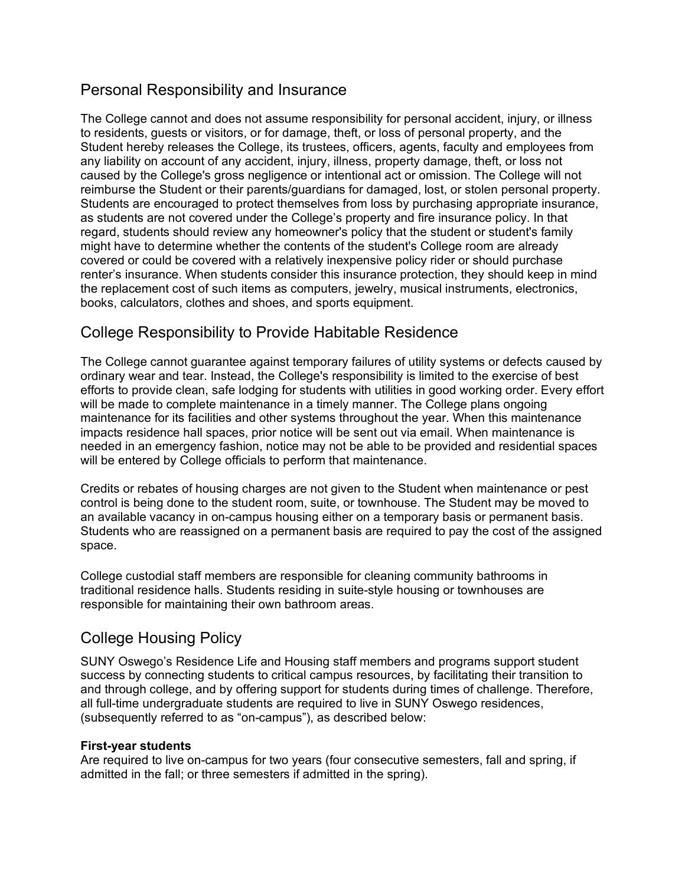## Personal Responsibility and Insurance

The College cannot and does not assume responsibility for personal accident, injury, or illness to residents, guests or visitors, or for damage, theft, or loss of personal property, and the Student hereby releases the College, its trustees, officers, agents, faculty and employees from any liability on account of any accident, injury, illness, property damage, theft, or loss not caused by the College's gross negligence or intentional act or omission. The College will not reimburse the Student or their parents/guardians for damaged, lost, or stolen personal property. Students are encouraged to protect themselves from loss by purchasing appropriate insurance, as students are not covered under the College's property and fire insurance policy. In that regard, students should review any homeowner's policy that the student or student's family might have to determine whether the contents of the student's College room are already covered or could be covered with a relatively inexpensive policy rider or should purchase renter's insurance. When students consider this insurance protection, they should keep in mind the replacement cost of such items as computers, jewelry, musical instruments, electronics, books, calculators, clothes and shoes, and sports equipment.

## College Responsibility to Provide Habitable Residence

The College cannot guarantee against temporary failures of utility systems or defects caused by ordinary wear and tear. Instead, the College's responsibility is limited to the exercise of best efforts to provide clean, safe lodging for students with utilities in good working order. Every effort will be made to complete maintenance in a timely manner. The College plans ongoing maintenance for its facilities and other systems throughout the year. When this maintenance impacts residence hall spaces, prior notice will be sent out via email. When maintenance is needed in an emergency fashion, notice may not be able to be provided and residential spaces will be entered by College officials to perform that maintenance.

Credits or rebates of housing charges are not given to the Student when maintenance or pest control is being done to the student room, suite, or townhouse. The Student may be moved to an available vacancy in on-campus housing either on a temporary basis or permanent basis. Students who are reassigned on a permanent basis are required to pay the cost of the assigned space.

College custodial staff members are responsible for cleaning community bathrooms in traditional residence halls. Students residing in suite-style housing or townhouses are responsible for maintaining their own bathroom areas.

## College Housing Policy

SUNY Oswego's Residence Life and Housing staff members and programs support student success by connecting students to critical campus resources, by facilitating their transition to and through college, and by offering support for students during times of challenge. Therefore, all full-time undergraduate students are required to live in SUNY Oswego residences, (subsequently referred to as "on-campus"), as described below:

**First-year students**
Are required to live on-campus for two years (four consecutive semesters, fall and spring, if admitted in the fall; or three semesters if admitted in the spring).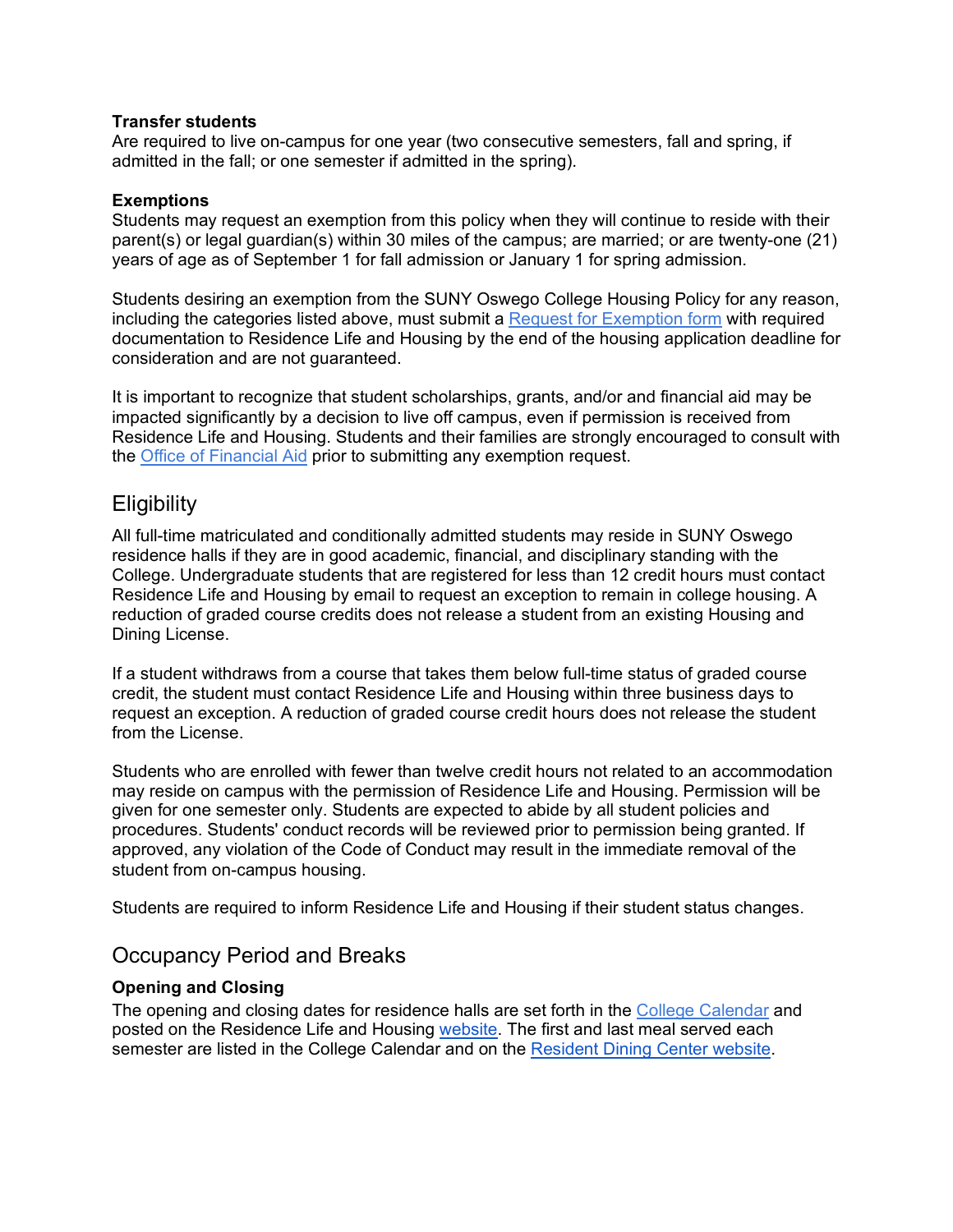**Transfer students**
Are required to live on-campus for one year (two consecutive semesters, fall and spring, if admitted in the fall; or one semester if admitted in the spring).

**Exemptions**
Students may request an exemption from this policy when they will continue to reside with their parent(s) or legal guardian(s) within 30 miles of the campus; are married; or are twenty-one (21) years of age as of September 1 for fall admission or January 1 for spring admission.

Students desiring an exemption from the SUNY Oswego College Housing Policy for any reason, including the categories listed above, must submit a Request for Exemption form with required documentation to Residence Life and Housing by the end of the housing application deadline for consideration and are not guaranteed.

It is important to recognize that student scholarships, grants, and/or and financial aid may be impacted significantly by a decision to live off campus, even if permission is received from Residence Life and Housing. Students and their families are strongly encouraged to consult with the Office of Financial Aid prior to submitting any exemption request.

## Eligibility

All full-time matriculated and conditionally admitted students may reside in SUNY Oswego residence halls if they are in good academic, financial, and disciplinary standing with the College. Undergraduate students that are registered for less than 12 credit hours must contact Residence Life and Housing by email to request an exception to remain in college housing. A reduction of graded course credits does not release a student from an existing Housing and Dining License.

If a student withdraws from a course that takes them below full-time status of graded course credit, the student must contact Residence Life and Housing within three business days to request an exception. A reduction of graded course credit hours does not release the student from the License.

Students who are enrolled with fewer than twelve credit hours not related to an accommodation may reside on campus with the permission of Residence Life and Housing. Permission will be given for one semester only. Students are expected to abide by all student policies and procedures. Students' conduct records will be reviewed prior to permission being granted. If approved, any violation of the Code of Conduct may result in the immediate removal of the student from on-campus housing.

Students are required to inform Residence Life and Housing if their student status changes.

## Occupancy Period and Breaks

**Opening and Closing**
The opening and closing dates for residence halls are set forth in the College Calendar and posted on the Residence Life and Housing website. The first and last meal served each semester are listed in the College Calendar and on the Resident Dining Center website.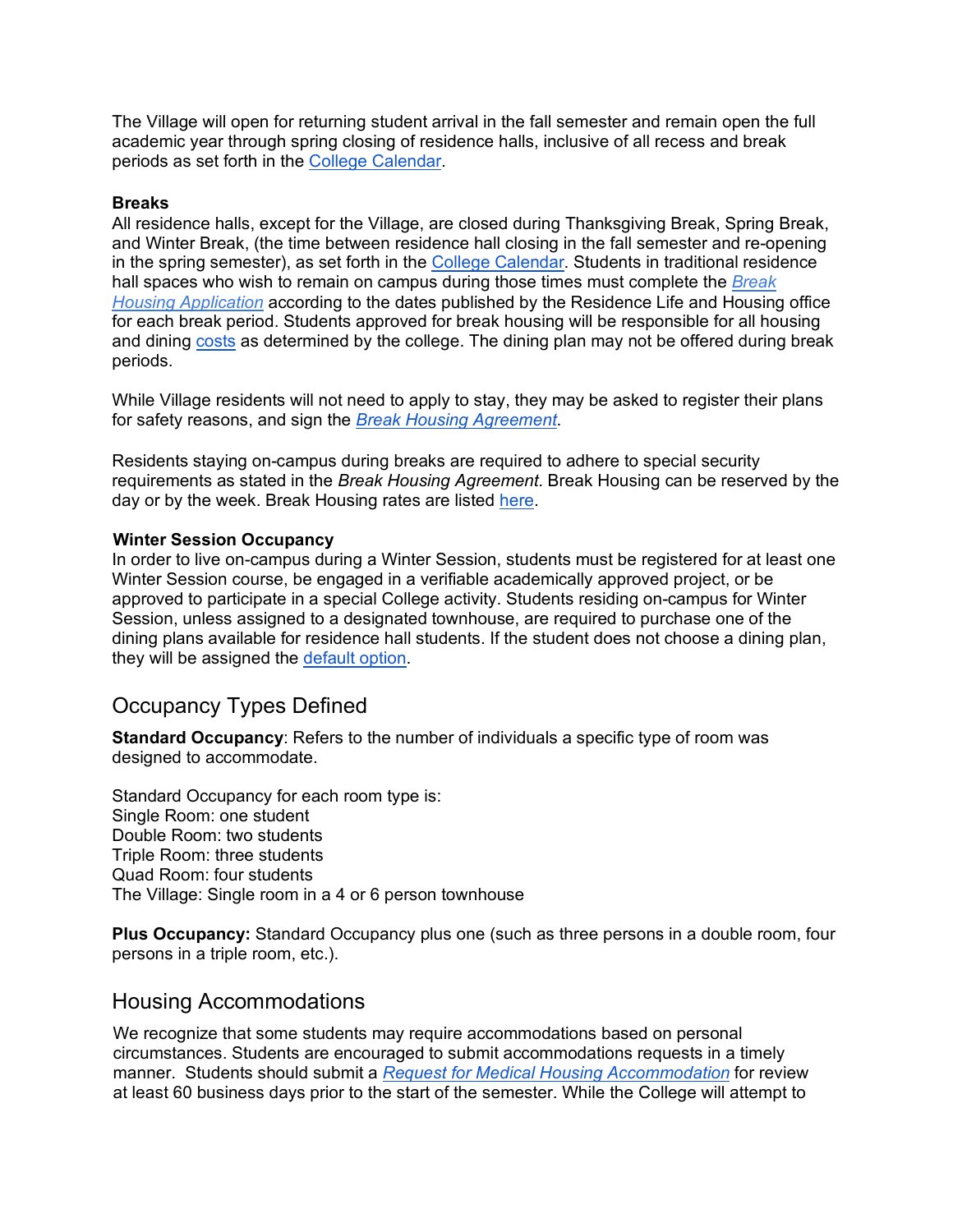The Village will open for returning student arrival in the fall semester and remain open the full academic year through spring closing of residence halls, inclusive of all recess and break periods as set forth in the College Calendar.

**Breaks**

All residence halls, except for the Village, are closed during Thanksgiving Break, Spring Break, and Winter Break, (the time between residence hall closing in the fall semester and re-opening in the spring semester), as set forth in the College Calendar. Students in traditional residence hall spaces who wish to remain on campus during those times must complete the *Break Housing Application* according to the dates published by the Residence Life and Housing office for each break period. Students approved for break housing will be responsible for all housing and dining costs as determined by the college. The dining plan may not be offered during break periods.

While Village residents will not need to apply to stay, they may be asked to register their plans for safety reasons, and sign the *Break Housing Agreement*.

Residents staying on-campus during breaks are required to adhere to special security requirements as stated in the *Break Housing Agreement*. Break Housing can be reserved by the day or by the week. Break Housing rates are listed here.

**Winter Session Occupancy**

In order to live on-campus during a Winter Session, students must be registered for at least one Winter Session course, be engaged in a verifiable academically approved project, or be approved to participate in a special College activity. Students residing on-campus for Winter Session, unless assigned to a designated townhouse, are required to purchase one of the dining plans available for residence hall students. If the student does not choose a dining plan, they will be assigned the default option.

## Occupancy Types Defined

**Standard Occupancy**: Refers to the number of individuals a specific type of room was designed to accommodate.

Standard Occupancy for each room type is:
Single Room: one student
Double Room: two students
Triple Room: three students
Quad Room: four students
The Village: Single room in a 4 or 6 person townhouse

**Plus Occupancy:** Standard Occupancy plus one (such as three persons in a double room, four persons in a triple room, etc.).

## Housing Accommodations

We recognize that some students may require accommodations based on personal circumstances. Students are encouraged to submit accommodations requests in a timely manner. Students should submit a *Request for Medical Housing Accommodation* for review at least 60 business days prior to the start of the semester. While the College will attempt to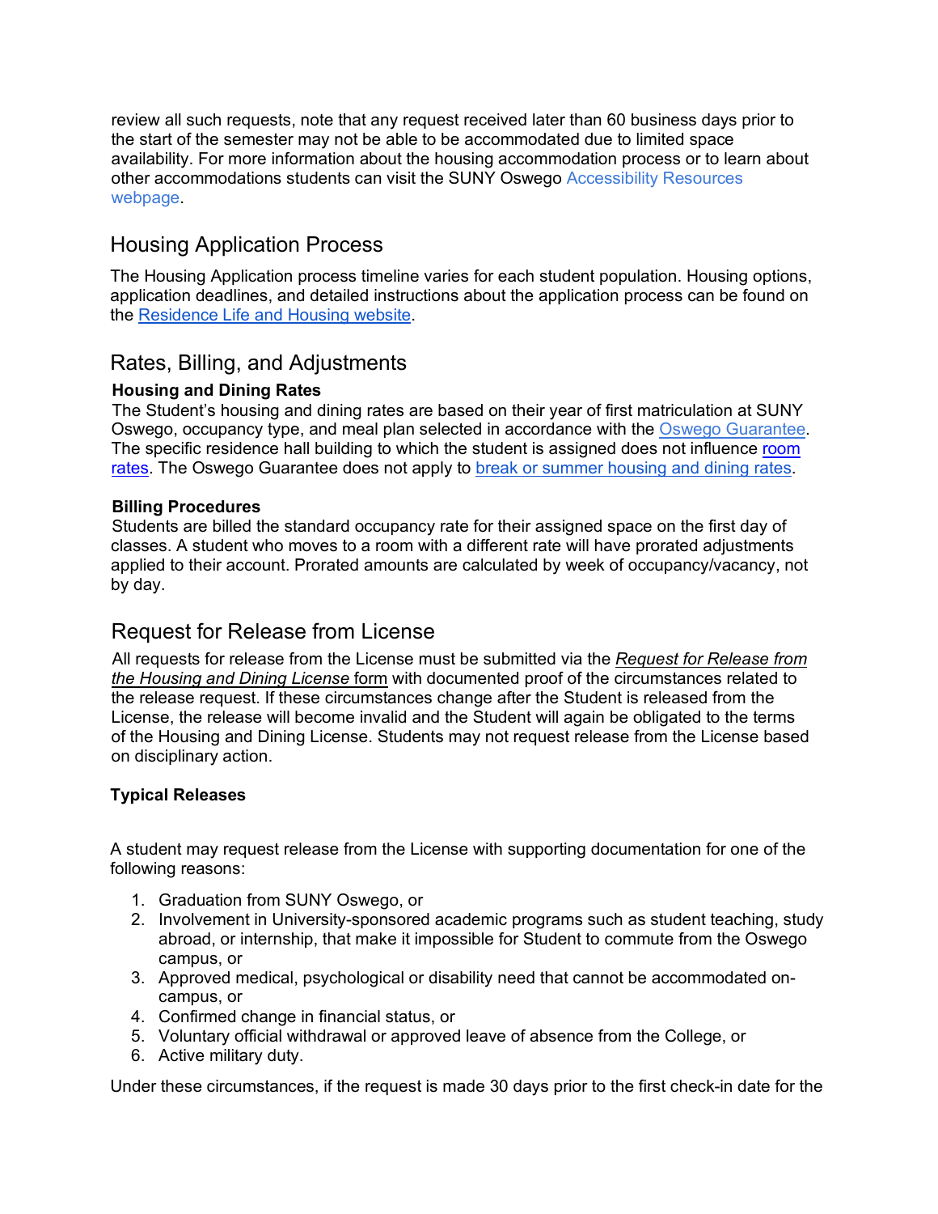review all such requests, note that any request received later than 60 business days prior to the start of the semester may not be able to be accommodated due to limited space availability. For more information about the housing accommodation process or to learn about other accommodations students can visit the SUNY Oswego Accessibility Resources webpage.

## Housing Application Process

The Housing Application process timeline varies for each student population. Housing options, application deadlines, and detailed instructions about the application process can be found on the Residence Life and Housing website.

## Rates, Billing, and Adjustments

**Housing and Dining Rates**

The Student's housing and dining rates are based on their year of first matriculation at SUNY Oswego, occupancy type, and meal plan selected in accordance with the Oswego Guarantee. The specific residence hall building to which the student is assigned does not influence room rates. The Oswego Guarantee does not apply to break or summer housing and dining rates.

**Billing Procedures**

Students are billed the standard occupancy rate for their assigned space on the first day of classes. A student who moves to a room with a different rate will have prorated adjustments applied to their account. Prorated amounts are calculated by week of occupancy/vacancy, not by day.

## Request for Release from License

All requests for release from the License must be submitted via the *Request for Release from the Housing and Dining License* form with documented proof of the circumstances related to the release request. If these circumstances change after the Student is released from the License, the release will become invalid and the Student will again be obligated to the terms of the Housing and Dining License. Students may not request release from the License based on disciplinary action.

**Typical Releases**

A student may request release from the License with supporting documentation for one of the following reasons:

1. Graduation from SUNY Oswego, or
2. Involvement in University-sponsored academic programs such as student teaching, study abroad, or internship, that make it impossible for Student to commute from the Oswego campus, or
3. Approved medical, psychological or disability need that cannot be accommodated on-campus, or
4. Confirmed change in financial status, or
5. Voluntary official withdrawal or approved leave of absence from the College, or
6. Active military duty.

Under these circumstances, if the request is made 30 days prior to the first check-in date for the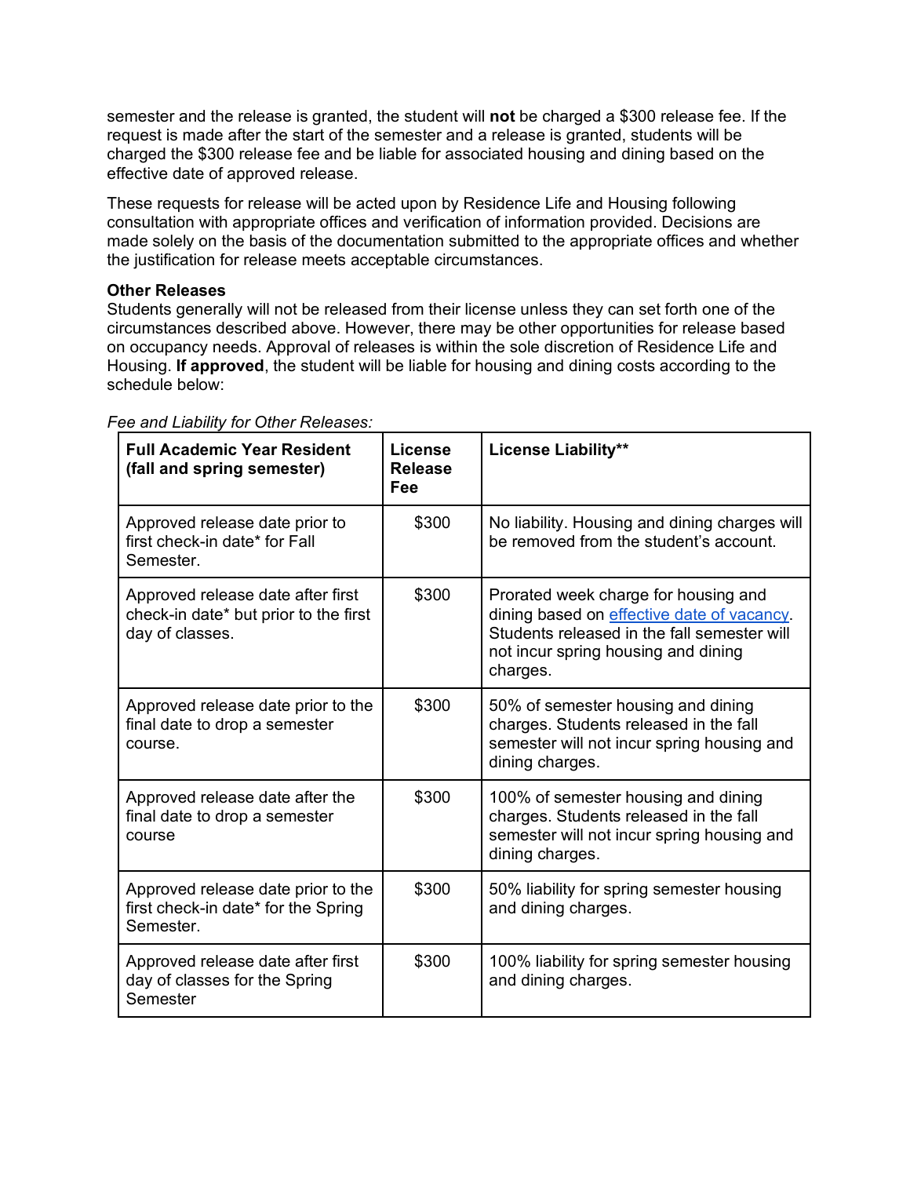semester and the release is granted, the student will **not** be charged a $300 release fee. If the request is made after the start of the semester and a release is granted, students will be charged the $300 release fee and be liable for associated housing and dining based on the effective date of approved release.

These requests for release will be acted upon by Residence Life and Housing following consultation with appropriate offices and verification of information provided. Decisions are made solely on the basis of the documentation submitted to the appropriate offices and whether the justification for release meets acceptable circumstances.

**Other Releases**
Students generally will not be released from their license unless they can set forth one of the circumstances described above. However, there may be other opportunities for release based on occupancy needs. Approval of releases is within the sole discretion of Residence Life and Housing. **If approved**, the student will be liable for housing and dining costs according to the schedule below:

*Fee and Liability for Other Releases:*

| Full Academic Year Resident (fall and spring semester) | License Release Fee | License Liability** |
|---|---|---|
| Approved release date prior to first check-in date* for Fall Semester. | $300 | No liability. Housing and dining charges will be removed from the student's account. |
| Approved release date after first check-in date* but prior to the first day of classes. | $300 | Prorated week charge for housing and dining based on effective date of vacancy. Students released in the fall semester will not incur spring housing and dining charges. |
| Approved release date prior to the final date to drop a semester course. | $300 | 50% of semester housing and dining charges. Students released in the fall semester will not incur spring housing and dining charges. |
| Approved release date after the final date to drop a semester course | $300 | 100% of semester housing and dining charges. Students released in the fall semester will not incur spring housing and dining charges. |
| Approved release date prior to the first check-in date* for the Spring Semester. | $300 | 50% liability for spring semester housing and dining charges. |
| Approved release date after first day of classes for the Spring Semester | $300 | 100% liability for spring semester housing and dining charges. |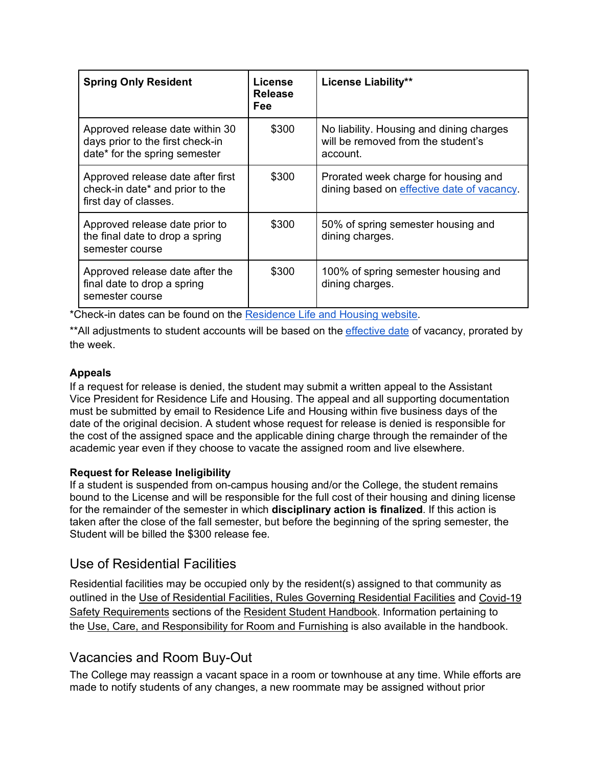| Spring Only Resident | License Release Fee | License Liability** |
|---|---|---|
| Approved release date within 30 days prior to the first check-in date* for the spring semester | $300 | No liability. Housing and dining charges will be removed from the student's account. |
| Approved release date after first check-in date* and prior to the first day of classes. | $300 | Prorated week charge for housing and dining based on effective date of vacancy. |
| Approved release date prior to the final date to drop a spring semester course | $300 | 50% of spring semester housing and dining charges. |
| Approved release date after the final date to drop a spring semester course | $300 | 100% of spring semester housing and dining charges. |

*Check-in dates can be found on the Residence Life and Housing website.

**All adjustments to student accounts will be based on the effective date of vacancy, prorated by the week.

**Appeals**
If a request for release is denied, the student may submit a written appeal to the Assistant Vice President for Residence Life and Housing. The appeal and all supporting documentation must be submitted by email to Residence Life and Housing within five business days of the date of the original decision. A student whose request for release is denied is responsible for the cost of the assigned space and the applicable dining charge through the remainder of the academic year even if they choose to vacate the assigned room and live elsewhere.

**Request for Release Ineligibility**
If a student is suspended from on-campus housing and/or the College, the student remains bound to the License and will be responsible for the full cost of their housing and dining license for the remainder of the semester in which **disciplinary action is finalized**. If this action is taken after the close of the fall semester, but before the beginning of the spring semester, the Student will be billed the $300 release fee.

## Use of Residential Facilities

Residential facilities may be occupied only by the resident(s) assigned to that community as outlined in the Use of Residential Facilities, Rules Governing Residential Facilities and Covid-19 Safety Requirements sections of the Resident Student Handbook. Information pertaining to the Use, Care, and Responsibility for Room and Furnishing is also available in the handbook.

## Vacancies and Room Buy-Out

The College may reassign a vacant space in a room or townhouse at any time. While efforts are made to notify students of any changes, a new roommate may be assigned without prior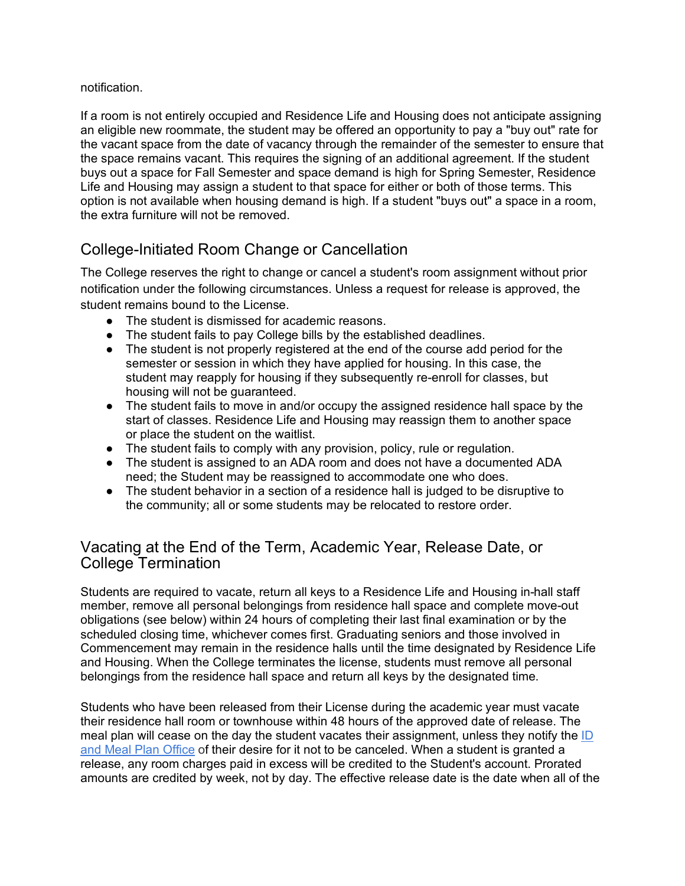notification.

If a room is not entirely occupied and Residence Life and Housing does not anticipate assigning an eligible new roommate, the student may be offered an opportunity to pay a "buy out" rate for the vacant space from the date of vacancy through the remainder of the semester to ensure that the space remains vacant. This requires the signing of an additional agreement. If the student buys out a space for Fall Semester and space demand is high for Spring Semester, Residence Life and Housing may assign a student to that space for either or both of those terms. This option is not available when housing demand is high. If a student "buys out" a space in a room, the extra furniture will not be removed.

## College-Initiated Room Change or Cancellation

The College reserves the right to change or cancel a student's room assignment without prior notification under the following circumstances. Unless a request for release is approved, the student remains bound to the License.

- The student is dismissed for academic reasons.
- The student fails to pay College bills by the established deadlines.
- The student is not properly registered at the end of the course add period for the semester or session in which they have applied for housing. In this case, the student may reapply for housing if they subsequently re-enroll for classes, but housing will not be guaranteed.
- The student fails to move in and/or occupy the assigned residence hall space by the start of classes. Residence Life and Housing may reassign them to another space or place the student on the waitlist.
- The student fails to comply with any provision, policy, rule or regulation.
- The student is assigned to an ADA room and does not have a documented ADA need; the Student may be reassigned to accommodate one who does.
- The student behavior in a section of a residence hall is judged to be disruptive to the community; all or some students may be relocated to restore order.

## Vacating at the End of the Term, Academic Year, Release Date, or College Termination

Students are required to vacate, return all keys to a Residence Life and Housing in-hall staff member, remove all personal belongings from residence hall space and complete move-out obligations (see below) within 24 hours of completing their last final examination or by the scheduled closing time, whichever comes first. Graduating seniors and those involved in Commencement may remain in the residence halls until the time designated by Residence Life and Housing. When the College terminates the license, students must remove all personal belongings from the residence hall space and return all keys by the designated time.

Students who have been released from their License during the academic year must vacate their residence hall room or townhouse within 48 hours of the approved date of release. The meal plan will cease on the day the student vacates their assignment, unless they notify the [ID and Meal Plan Office] of their desire for it not to be canceled. When a student is granted a release, any room charges paid in excess will be credited to the Student's account. Prorated amounts are credited by week, not by day. The effective release date is the date when all of the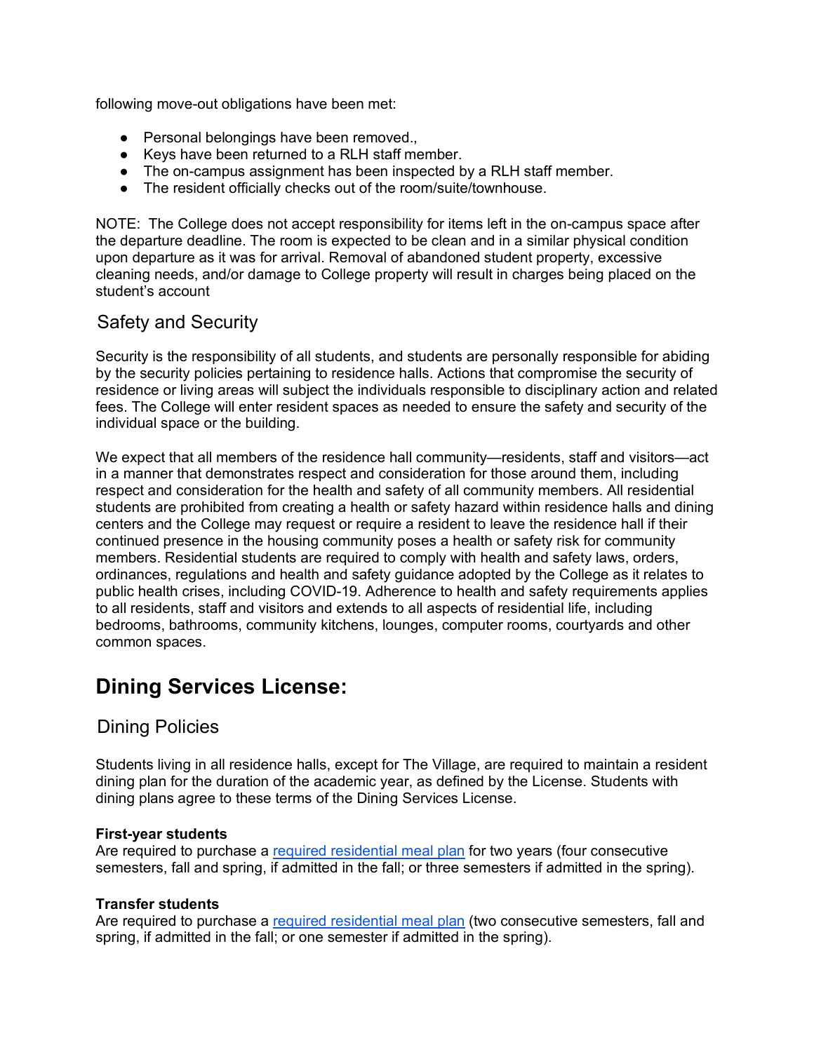following move-out obligations have been met:

- Personal belongings have been removed.,
- Keys have been returned to a RLH staff member.
- The on-campus assignment has been inspected by a RLH staff member.
- The resident officially checks out of the room/suite/townhouse.

NOTE: The College does not accept responsibility for items left in the on-campus space after the departure deadline. The room is expected to be clean and in a similar physical condition upon departure as it was for arrival. Removal of abandoned student property, excessive cleaning needs, and/or damage to College property will result in charges being placed on the student's account

### Safety and Security

Security is the responsibility of all students, and students are personally responsible for abiding by the security policies pertaining to residence halls. Actions that compromise the security of residence or living areas will subject the individuals responsible to disciplinary action and related fees. The College will enter resident spaces as needed to ensure the safety and security of the individual space or the building.

We expect that all members of the residence hall community—residents, staff and visitors—act in a manner that demonstrates respect and consideration for those around them, including respect and consideration for the health and safety of all community members. All residential students are prohibited from creating a health or safety hazard within residence halls and dining centers and the College may request or require a resident to leave the residence hall if their continued presence in the housing community poses a health or safety risk for community members. Residential students are required to comply with health and safety laws, orders, ordinances, regulations and health and safety guidance adopted by the College as it relates to public health crises, including COVID-19. Adherence to health and safety requirements applies to all residents, staff and visitors and extends to all aspects of residential life, including bedrooms, bathrooms, community kitchens, lounges, computer rooms, courtyards and other common spaces.

## Dining Services License:

### Dining Policies

Students living in all residence halls, except for The Village, are required to maintain a resident dining plan for the duration of the academic year, as defined by the License. Students with dining plans agree to these terms of the Dining Services License.

**First-year students**
Are required to purchase a required residential meal plan for two years (four consecutive semesters, fall and spring, if admitted in the fall; or three semesters if admitted in the spring).

**Transfer students**
Are required to purchase a required residential meal plan (two consecutive semesters, fall and spring, if admitted in the fall; or one semester if admitted in the spring).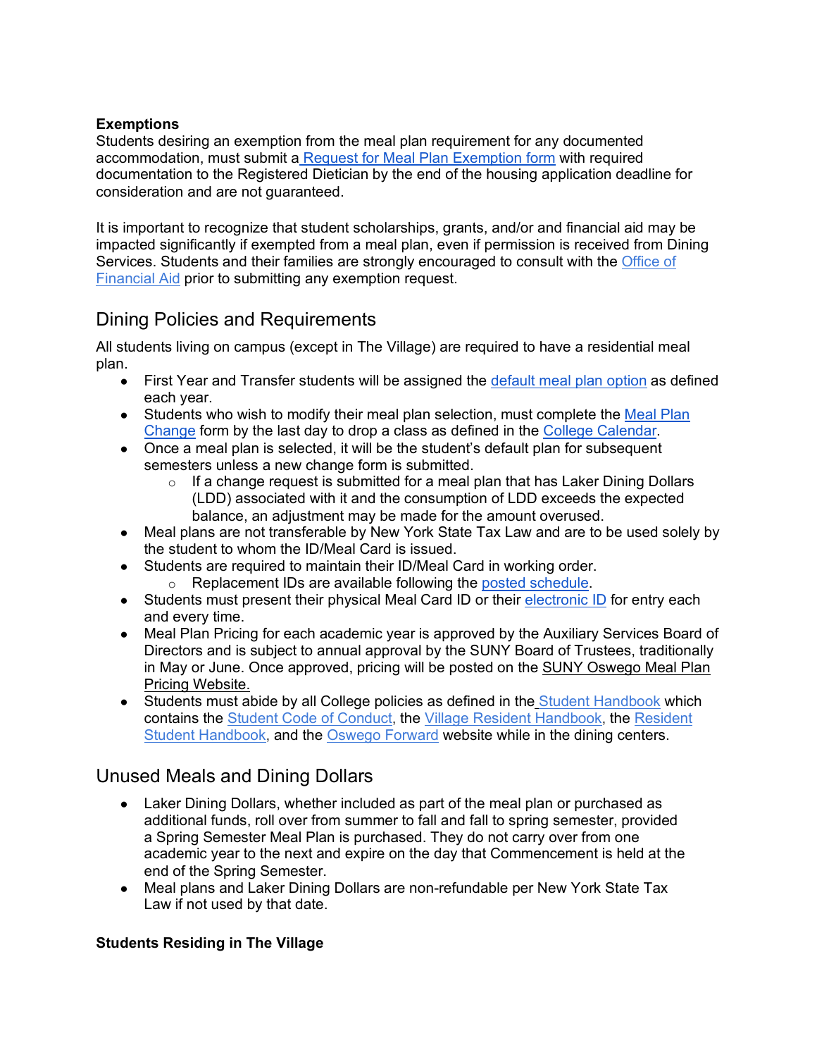**Exemptions**
Students desiring an exemption from the meal plan requirement for any documented accommodation, must submit a Request for Meal Plan Exemption form with required documentation to the Registered Dietician by the end of the housing application deadline for consideration and are not guaranteed.

It is important to recognize that student scholarships, grants, and/or and financial aid may be impacted significantly if exempted from a meal plan, even if permission is received from Dining Services. Students and their families are strongly encouraged to consult with the Office of Financial Aid prior to submitting any exemption request.

## Dining Policies and Requirements

All students living on campus (except in The Village) are required to have a residential meal plan.

- First Year and Transfer students will be assigned the default meal plan option as defined each year.
- Students who wish to modify their meal plan selection, must complete the Meal Plan Change form by the last day to drop a class as defined in the College Calendar.
- Once a meal plan is selected, it will be the student's default plan for subsequent semesters unless a new change form is submitted.
    - If a change request is submitted for a meal plan that has Laker Dining Dollars (LDD) associated with it and the consumption of LDD exceeds the expected balance, an adjustment may be made for the amount overused.
- Meal plans are not transferable by New York State Tax Law and are to be used solely by the student to whom the ID/Meal Card is issued.
- Students are required to maintain their ID/Meal Card in working order.
    - Replacement IDs are available following the posted schedule.
- Students must present their physical Meal Card ID or their electronic ID for entry each and every time.
- Meal Plan Pricing for each academic year is approved by the Auxiliary Services Board of Directors and is subject to annual approval by the SUNY Board of Trustees, traditionally in May or June. Once approved, pricing will be posted on the SUNY Oswego Meal Plan Pricing Website.
- Students must abide by all College policies as defined in the Student Handbook which contains the Student Code of Conduct, the Village Resident Handbook, the Resident Student Handbook, and the Oswego Forward website while in the dining centers.

## Unused Meals and Dining Dollars

- Laker Dining Dollars, whether included as part of the meal plan or purchased as additional funds, roll over from summer to fall and fall to spring semester, provided a Spring Semester Meal Plan is purchased. They do not carry over from one academic year to the next and expire on the day that Commencement is held at the end of the Spring Semester.
- Meal plans and Laker Dining Dollars are non-refundable per New York State Tax Law if not used by that date.

**Students Residing in The Village**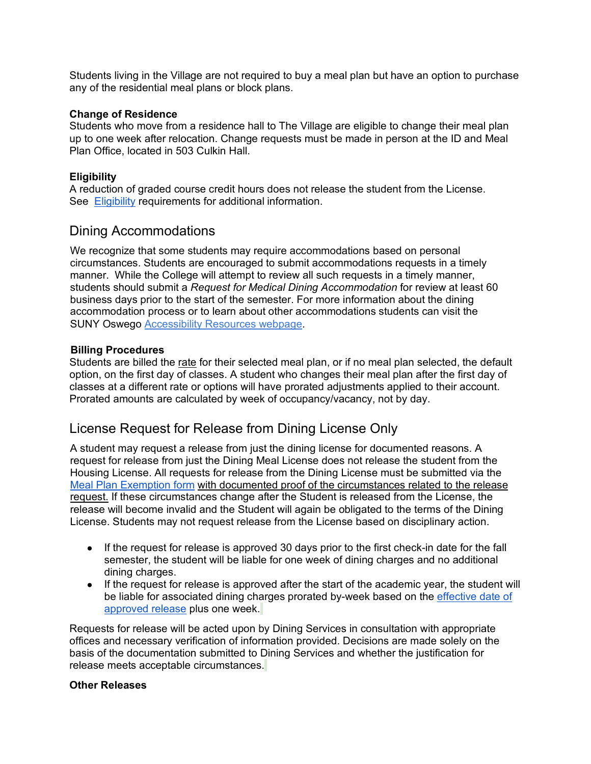Students living in the Village are not required to buy a meal plan but have an option to purchase any of the residential meal plans or block plans.

**Change of Residence**

Students who move from a residence hall to The Village are eligible to change their meal plan up to one week after relocation. Change requests must be made in person at the ID and Meal Plan Office, located in 503 Culkin Hall.

**Eligibility**

A reduction of graded course credit hours does not release the student from the License. See Eligibility requirements for additional information.

## Dining Accommodations

We recognize that some students may require accommodations based on personal circumstances. Students are encouraged to submit accommodations requests in a timely manner. While the College will attempt to review all such requests in a timely manner, students should submit a *Request for Medical Dining Accommodation* for review at least 60 business days prior to the start of the semester. For more information about the dining accommodation process or to learn about other accommodations students can visit the SUNY Oswego Accessibility Resources webpage.

**Billing Procedures**

Students are billed the rate for their selected meal plan, or if no meal plan selected, the default option, on the first day of classes. A student who changes their meal plan after the first day of classes at a different rate or options will have prorated adjustments applied to their account. Prorated amounts are calculated by week of occupancy/vacancy, not by day.

## License Request for Release from Dining License Only

A student may request a release from just the dining license for documented reasons. A request for release from just the Dining Meal License does not release the student from the Housing License. All requests for release from the Dining License must be submitted via the Meal Plan Exemption form with documented proof of the circumstances related to the release request. If these circumstances change after the Student is released from the License, the release will become invalid and the Student will again be obligated to the terms of the Dining License. Students may not request release from the License based on disciplinary action.

- If the request for release is approved 30 days prior to the first check-in date for the fall semester, the student will be liable for one week of dining charges and no additional dining charges.
- If the request for release is approved after the start of the academic year, the student will be liable for associated dining charges prorated by-week based on the effective date of approved release plus one week.

Requests for release will be acted upon by Dining Services in consultation with appropriate offices and necessary verification of information provided. Decisions are made solely on the basis of the documentation submitted to Dining Services and whether the justification for release meets acceptable circumstances.

**Other Releases**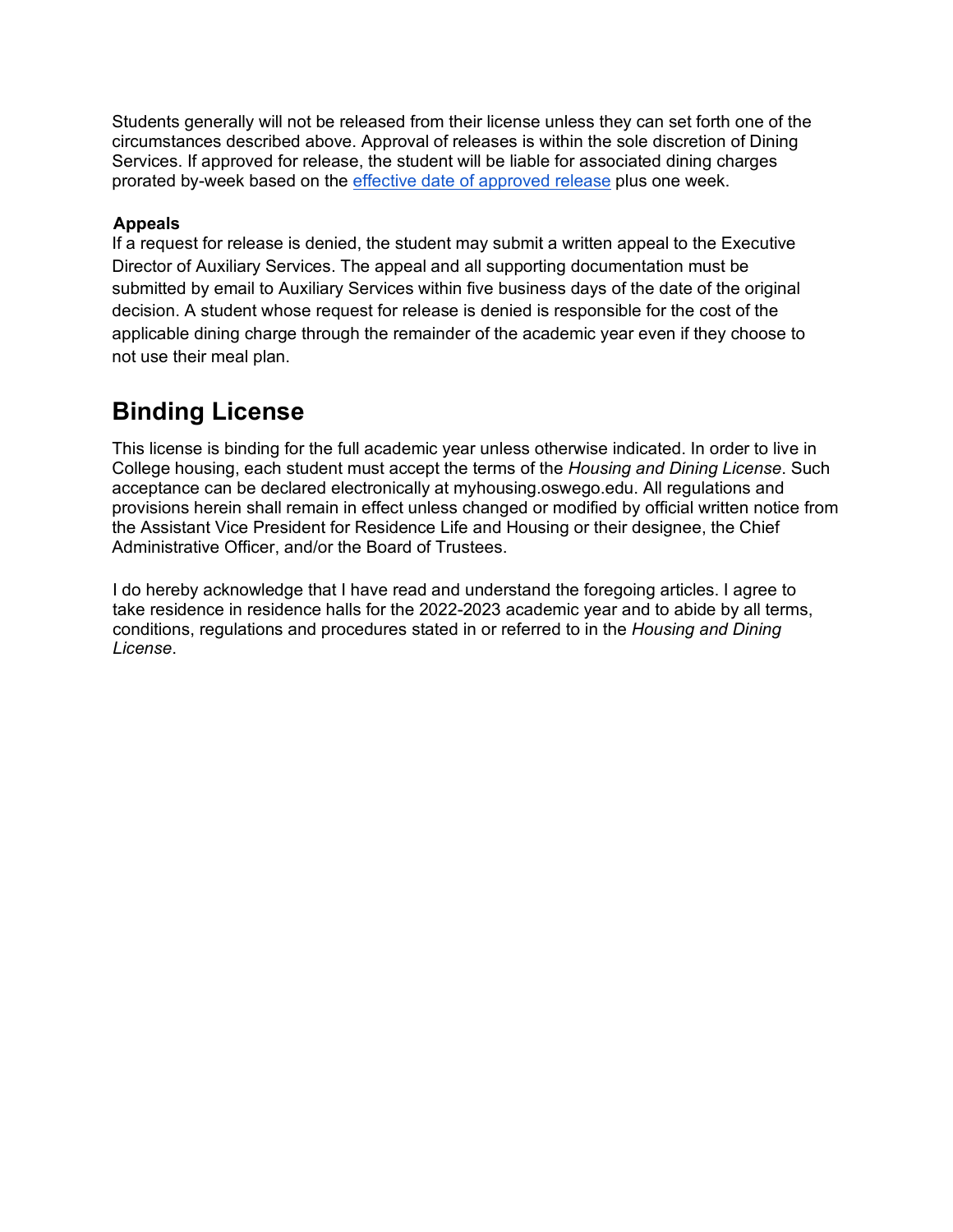Students generally will not be released from their license unless they can set forth one of the circumstances described above. Approval of releases is within the sole discretion of Dining Services. If approved for release, the student will be liable for associated dining charges prorated by-week based on the [effective date of approved release]() plus one week.

**Appeals**

If a request for release is denied, the student may submit a written appeal to the Executive Director of Auxiliary Services. The appeal and all supporting documentation must be submitted by email to Auxiliary Services within five business days of the date of the original decision. A student whose request for release is denied is responsible for the cost of the applicable dining charge through the remainder of the academic year even if they choose to not use their meal plan.

## Binding License

This license is binding for the full academic year unless otherwise indicated. In order to live in College housing, each student must accept the terms of the *Housing and Dining License*. Such acceptance can be declared electronically at myhousing.oswego.edu. All regulations and provisions herein shall remain in effect unless changed or modified by official written notice from the Assistant Vice President for Residence Life and Housing or their designee, the Chief Administrative Officer, and/or the Board of Trustees.

I do hereby acknowledge that I have read and understand the foregoing articles. I agree to take residence in residence halls for the 2022-2023 academic year and to abide by all terms, conditions, regulations and procedures stated in or referred to in the *Housing and Dining License*.